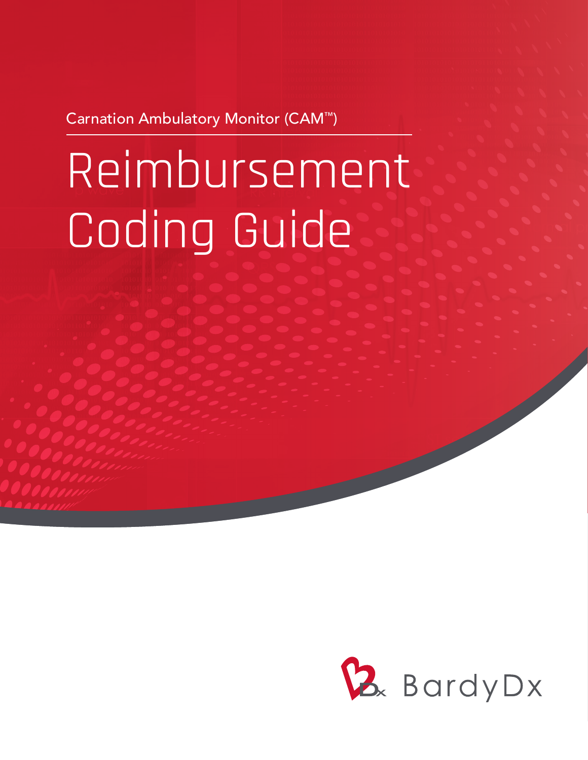Carnation Ambulatory Monitor (CAM™)

# Reimbursement Coding Guide

BardyDx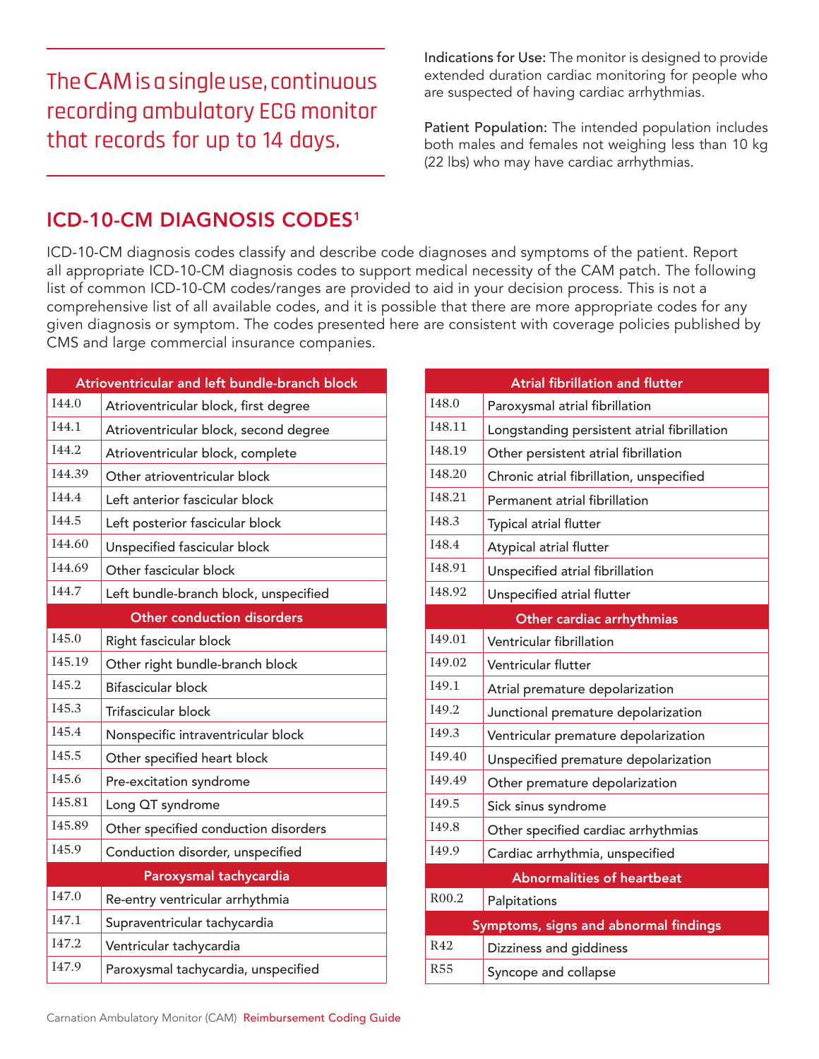The CAM is a single use, continuous recording ambulatory ECG monitor that records for up to 14 days.

**Indications for Use:** The monitor is designed to provide extended duration cardiac monitoring for people who are suspected of having cardiac arrhythmias.

**Patient Population:** The intended population includes both males and females not weighing less than 10 kg (22 lbs) who may have cardiac arrhythmias.

## ICD-10-CM DIAGNOSIS CODES[1]

ICD-10-CM diagnosis codes classify and describe code diagnoses and symptoms of the patient. Report all appropriate ICD-10-CM diagnosis codes to support medical necessity of the CAM patch. The following list of common ICD-10-CM codes/ranges are provided to aid in your decision process. This is not a comprehensive list of all available codes, and it is possible that there are more appropriate codes for any given diagnosis or symptom. The codes presented here are consistent with coverage policies published by CMS and large commercial insurance companies.

| Atrioventricular and left bundle-branch block | |
|---|---|
| I44.0 | Atrioventricular block, first degree |
| I44.1 | Atrioventricular block, second degree |
| I44.2 | Atrioventricular block, complete |
| I44.39 | Other atrioventricular block |
| I44.4 | Left anterior fascicular block |
| I44.5 | Left posterior fascicular block |
| I44.60 | Unspecified fascicular block |
| I44.69 | Other fascicular block |
| I44.7 | Left bundle-branch block, unspecified |
| **Other conduction disorders** | |
| I45.0 | Right fascicular block |
| I45.19 | Other right bundle-branch block |
| I45.2 | Bifascicular block |
| I45.3 | Trifascicular block |
| I45.4 | Nonspecific intraventricular block |
| I45.5 | Other specified heart block |
| I45.6 | Pre-excitation syndrome |
| I45.81 | Long QT syndrome |
| I45.89 | Other specified conduction disorders |
| I45.9 | Conduction disorder, unspecified |
| **Paroxysmal tachycardia** | |
| I47.0 | Re-entry ventricular arrhythmia |
| I47.1 | Supraventricular tachycardia |
| I47.2 | Ventricular tachycardia |
| I47.9 | Paroxysmal tachycardia, unspecified |

| Atrial fibrillation and flutter | |
|---|---|
| I48.0 | Paroxysmal atrial fibrillation |
| I48.11 | Longstanding persistent atrial fibrillation |
| I48.19 | Other persistent atrial fibrillation |
| I48.20 | Chronic atrial fibrillation, unspecified |
| I48.21 | Permanent atrial fibrillation |
| I48.3 | Typical atrial flutter |
| I48.4 | Atypical atrial flutter |
| I48.91 | Unspecified atrial fibrillation |
| I48.92 | Unspecified atrial flutter |
| **Other cardiac arrhythmias** | |
| I49.01 | Ventricular fibrillation |
| I49.02 | Ventricular flutter |
| I49.1 | Atrial premature depolarization |
| I49.2 | Junctional premature depolarization |
| I49.3 | Ventricular premature depolarization |
| I49.40 | Unspecified premature depolarization |
| I49.49 | Other premature depolarization |
| I49.5 | Sick sinus syndrome |
| I49.8 | Other specified cardiac arrhythmias |
| I49.9 | Cardiac arrhythmia, unspecified |
| **Abnormalities of heartbeat** | |
| R00.2 | Palpitations |
| **Symptoms, signs and abnormal findings** | |
| R42 | Dizziness and giddiness |
| R55 | Syncope and collapse |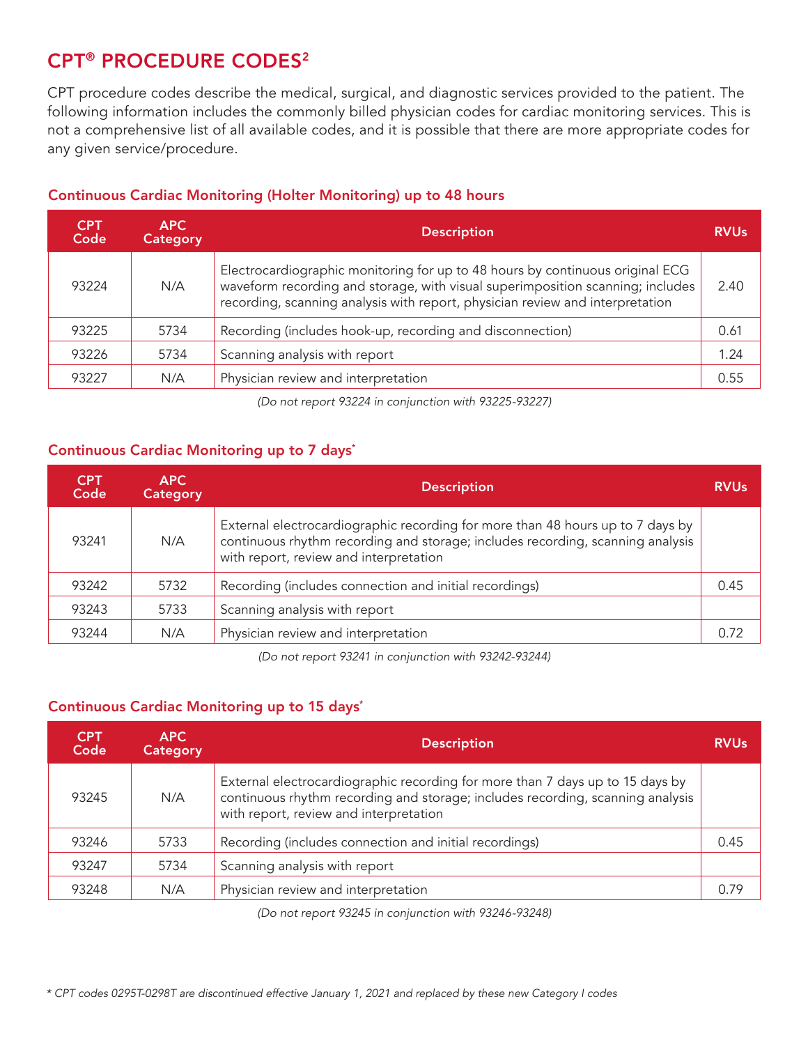## CPT® PROCEDURE CODES[2]

CPT procedure codes describe the medical, surgical, and diagnostic services provided to the patient. The following information includes the commonly billed physician codes for cardiac monitoring services. This is not a comprehensive list of all available codes, and it is possible that there are more appropriate codes for any given service/procedure.

### Continuous Cardiac Monitoring (Holter Monitoring) up to 48 hours

| CPT Code | APC Category | Description | RVUs |
|---|---|---|---|
| 93224 | N/A | Electrocardiographic monitoring for up to 48 hours by continuous original ECG waveform recording and storage, with visual superimposition scanning; includes recording, scanning analysis with report, physician review and interpretation | 2.40 |
| 93225 | 5734 | Recording (includes hook-up, recording and disconnection) | 0.61 |
| 93226 | 5734 | Scanning analysis with report | 1.24 |
| 93227 | N/A | Physician review and interpretation | 0.55 |

*(Do not report 93224 in conjunction with 93225-93227)*

### Continuous Cardiac Monitoring up to 7 days*

| CPT Code | APC Category | Description | RVUs |
|---|---|---|---|
| 93241 | N/A | External electrocardiographic recording for more than 48 hours up to 7 days by continuous rhythm recording and storage; includes recording, scanning analysis with report, review and interpretation | |
| 93242 | 5732 | Recording (includes connection and initial recordings) | 0.45 |
| 93243 | 5733 | Scanning analysis with report | |
| 93244 | N/A | Physician review and interpretation | 0.72 |

*(Do not report 93241 in conjunction with 93242-93244)*

### Continuous Cardiac Monitoring up to 15 days*

| CPT Code | APC Category | Description | RVUs |
|---|---|---|---|
| 93245 | N/A | External electrocardiographic recording for more than 7 days up to 15 days by continuous rhythm recording and storage; includes recording, scanning analysis with report, review and interpretation | |
| 93246 | 5733 | Recording (includes connection and initial recordings) | 0.45 |
| 93247 | 5734 | Scanning analysis with report | |
| 93248 | N/A | Physician review and interpretation | 0.79 |

*(Do not report 93245 in conjunction with 93246-93248)*

*\* CPT codes 0295T-0298T are discontinued effective January 1, 2021 and replaced by these new Category I codes*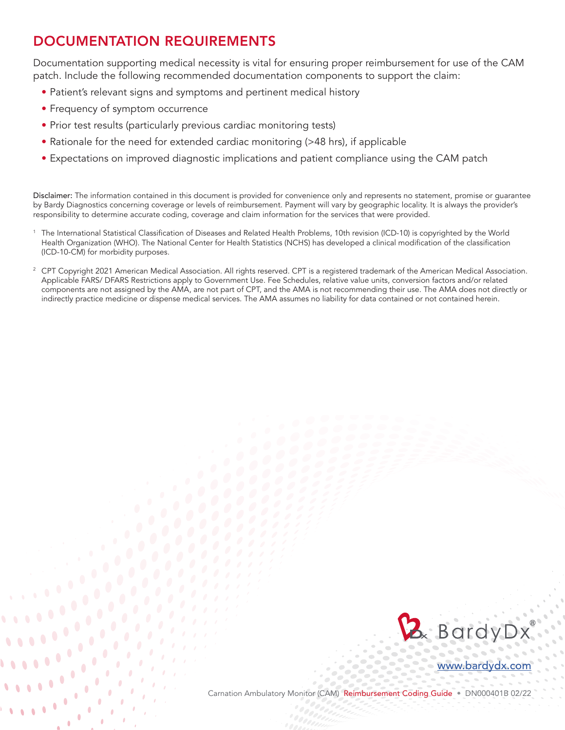## DOCUMENTATION REQUIREMENTS

Documentation supporting medical necessity is vital for ensuring proper reimbursement for use of the CAM patch. Include the following recommended documentation components to support the claim:

- Patient's relevant signs and symptoms and pertinent medical history
- Frequency of symptom occurrence
- Prior test results (particularly previous cardiac monitoring tests)
- Rationale for the need for extended cardiac monitoring (>48 hrs), if applicable
- Expectations on improved diagnostic implications and patient compliance using the CAM patch

**Disclaimer:** The information contained in this document is provided for convenience only and represents no statement, promise or guarantee by Bardy Diagnostics concerning coverage or levels of reimbursement. Payment will vary by geographic locality. It is always the provider's responsibility to determine accurate coding, coverage and claim information for the services that were provided.

[1] The International Statistical Classification of Diseases and Related Health Problems, 10th revision (ICD-10) is copyrighted by the World Health Organization (WHO). The National Center for Health Statistics (NCHS) has developed a clinical modification of the classification (ICD-10-CM) for morbidity purposes.

[2] CPT Copyright 2021 American Medical Association. All rights reserved. CPT is a registered trademark of the American Medical Association. Applicable FARS/ DFARS Restrictions apply to Government Use. Fee Schedules, relative value units, conversion factors and/or related components are not assigned by the AMA, are not part of CPT, and the AMA is not recommending their use. The AMA does not directly or indirectly practice medicine or dispense medical services. The AMA assumes no liability for data contained or not contained herein.

BardyDx®

www.bardydx.com

Carnation Ambulatory Monitor (CAM) Reimbursement Coding Guide • DN000401B 02/22